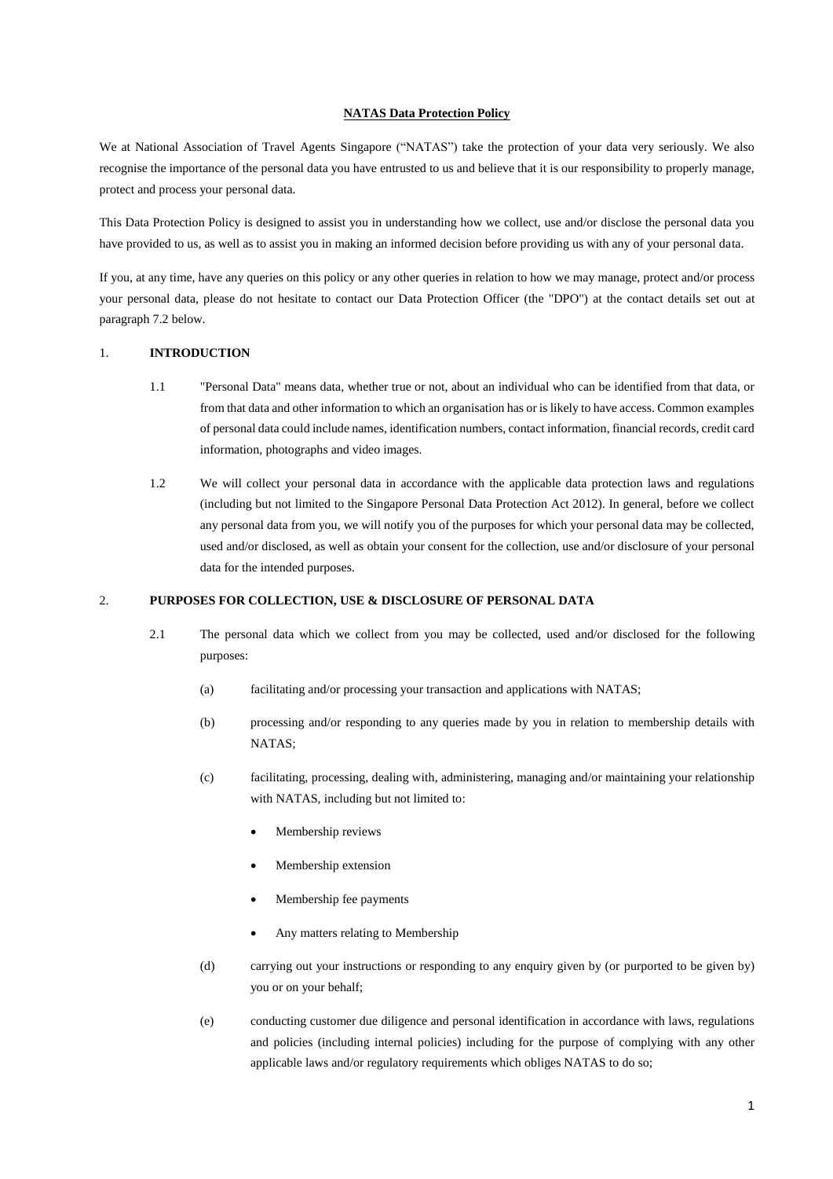# NATAS Data Protection Policy

We at National Association of Travel Agents Singapore ("NATAS") take the protection of your data very seriously. We also recognise the importance of the personal data you have entrusted to us and believe that it is our responsibility to properly manage, protect and process your personal data.

This Data Protection Policy is designed to assist you in understanding how we collect, use and/or disclose the personal data you have provided to us, as well as to assist you in making an informed decision before providing us with any of your personal data.

If you, at any time, have any queries on this policy or any other queries in relation to how we may manage, protect and/or process your personal data, please do not hesitate to contact our Data Protection Officer (the "DPO") at the contact details set out at paragraph 7.2 below.

## 1. INTRODUCTION

1.1 "Personal Data" means data, whether true or not, about an individual who can be identified from that data, or from that data and other information to which an organisation has or is likely to have access. Common examples of personal data could include names, identification numbers, contact information, financial records, credit card information, photographs and video images.

1.2 We will collect your personal data in accordance with the applicable data protection laws and regulations (including but not limited to the Singapore Personal Data Protection Act 2012). In general, before we collect any personal data from you, we will notify you of the purposes for which your personal data may be collected, used and/or disclosed, as well as obtain your consent for the collection, use and/or disclosure of your personal data for the intended purposes.

## 2. PURPOSES FOR COLLECTION, USE & DISCLOSURE OF PERSONAL DATA

2.1 The personal data which we collect from you may be collected, used and/or disclosed for the following purposes:

(a) facilitating and/or processing your transaction and applications with NATAS;

(b) processing and/or responding to any queries made by you in relation to membership details with NATAS;

(c) facilitating, processing, dealing with, administering, managing and/or maintaining your relationship with NATAS, including but not limited to:

- Membership reviews
- Membership extension
- Membership fee payments
- Any matters relating to Membership

(d) carrying out your instructions or responding to any enquiry given by (or purported to be given by) you or on your behalf;

(e) conducting customer due diligence and personal identification in accordance with laws, regulations and policies (including internal policies) including for the purpose of complying with any other applicable laws and/or regulatory requirements which obliges NATAS to do so;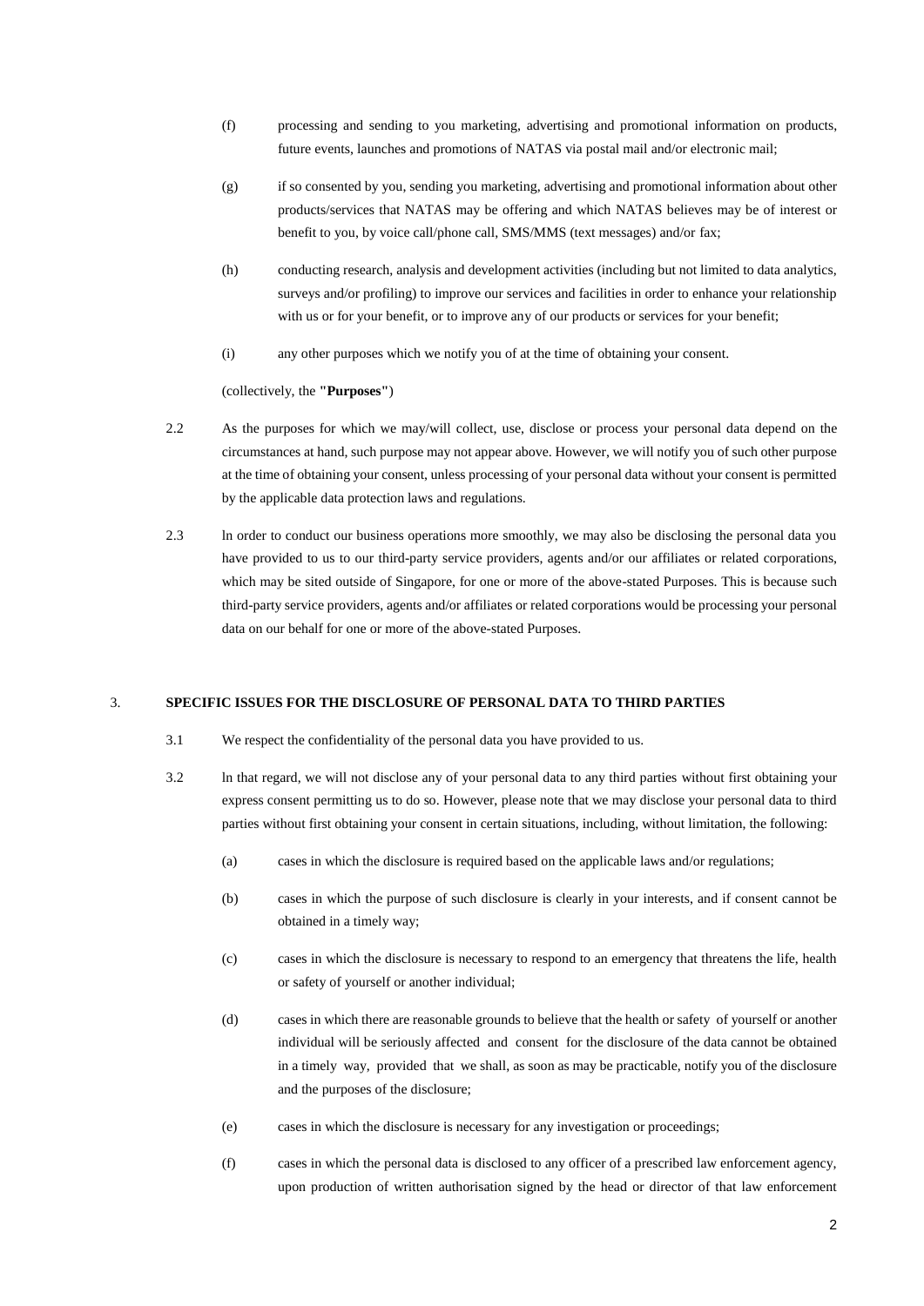(f) processing and sending to you marketing, advertising and promotional information on products, future events, launches and promotions of NATAS via postal mail and/or electronic mail;

(g) if so consented by you, sending you marketing, advertising and promotional information about other products/services that NATAS may be offering and which NATAS believes may be of interest or benefit to you, by voice call/phone call, SMS/MMS (text messages) and/or fax;

(h) conducting research, analysis and development activities (including but not limited to data analytics, surveys and/or profiling) to improve our services and facilities in order to enhance your relationship with us or for your benefit, or to improve any of our products or services for your benefit;

(i) any other purposes which we notify you of at the time of obtaining your consent.

(collectively, the **"Purposes"**)

2.2 As the purposes for which we may/will collect, use, disclose or process your personal data depend on the circumstances at hand, such purpose may not appear above. However, we will notify you of such other purpose at the time of obtaining your consent, unless processing of your personal data without your consent is permitted by the applicable data protection laws and regulations.

2.3 ln order to conduct our business operations more smoothly, we may also be disclosing the personal data you have provided to us to our third-party service providers, agents and/or our affiliates or related corporations, which may be sited outside of Singapore, for one or more of the above-stated Purposes. This is because such third-party service providers, agents and/or affiliates or related corporations would be processing your personal data on our behalf for one or more of the above-stated Purposes.

## 3. SPECIFIC ISSUES FOR THE DISCLOSURE OF PERSONAL DATA TO THIRD PARTIES

3.1 We respect the confidentiality of the personal data you have provided to us.

3.2 ln that regard, we will not disclose any of your personal data to any third parties without first obtaining your express consent permitting us to do so. However, please note that we may disclose your personal data to third parties without first obtaining your consent in certain situations, including, without limitation, the following:

(a) cases in which the disclosure is required based on the applicable laws and/or regulations;

(b) cases in which the purpose of such disclosure is clearly in your interests, and if consent cannot be obtained in a timely way;

(c) cases in which the disclosure is necessary to respond to an emergency that threatens the life, health or safety of yourself or another individual;

(d) cases in which there are reasonable grounds to believe that the health or safety of yourself or another individual will be seriously affected and consent for the disclosure of the data cannot be obtained in a timely way, provided that we shall, as soon as may be practicable, notify you of the disclosure and the purposes of the disclosure;

(e) cases in which the disclosure is necessary for any investigation or proceedings;

(f) cases in which the personal data is disclosed to any officer of a prescribed law enforcement agency, upon production of written authorisation signed by the head or director of that law enforcement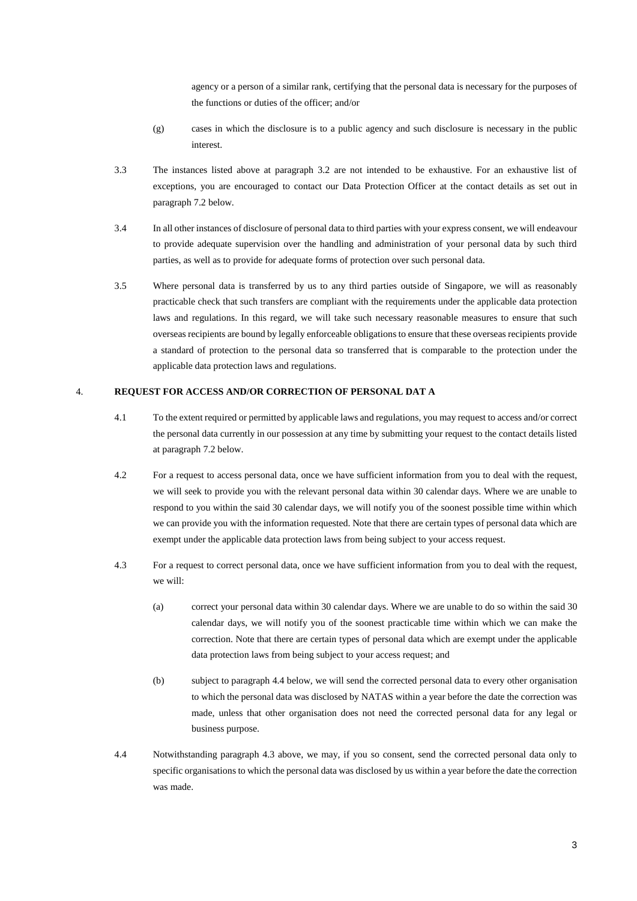agency or a person of a similar rank, certifying that the personal data is necessary for the purposes of the functions or duties of the officer; and/or

(g) cases in which the disclosure is to a public agency and such disclosure is necessary in the public interest.

3.3 The instances listed above at paragraph 3.2 are not intended to be exhaustive. For an exhaustive list of exceptions, you are encouraged to contact our Data Protection Officer at the contact details as set out in paragraph 7.2 below.

3.4 In all other instances of disclosure of personal data to third parties with your express consent, we will endeavour to provide adequate supervision over the handling and administration of your personal data by such third parties, as well as to provide for adequate forms of protection over such personal data.

3.5 Where personal data is transferred by us to any third parties outside of Singapore, we will as reasonably practicable check that such transfers are compliant with the requirements under the applicable data protection laws and regulations. In this regard, we will take such necessary reasonable measures to ensure that such overseas recipients are bound by legally enforceable obligations to ensure that these overseas recipients provide a standard of protection to the personal data so transferred that is comparable to the protection under the applicable data protection laws and regulations.

## 4. REQUEST FOR ACCESS AND/OR CORRECTION OF PERSONAL DAT A

4.1 To the extent required or permitted by applicable laws and regulations, you may request to access and/or correct the personal data currently in our possession at any time by submitting your request to the contact details listed at paragraph 7.2 below.

4.2 For a request to access personal data, once we have sufficient information from you to deal with the request, we will seek to provide you with the relevant personal data within 30 calendar days. Where we are unable to respond to you within the said 30 calendar days, we will notify you of the soonest possible time within which we can provide you with the information requested. Note that there are certain types of personal data which are exempt under the applicable data protection laws from being subject to your access request.

4.3 For a request to correct personal data, once we have sufficient information from you to deal with the request, we will:

(a) correct your personal data within 30 calendar days. Where we are unable to do so within the said 30 calendar days, we will notify you of the soonest practicable time within which we can make the correction. Note that there are certain types of personal data which are exempt under the applicable data protection laws from being subject to your access request; and

(b) subject to paragraph 4.4 below, we will send the corrected personal data to every other organisation to which the personal data was disclosed by NATAS within a year before the date the correction was made, unless that other organisation does not need the corrected personal data for any legal or business purpose.

4.4 Notwithstanding paragraph 4.3 above, we may, if you so consent, send the corrected personal data only to specific organisations to which the personal data was disclosed by us within a year before the date the correction was made.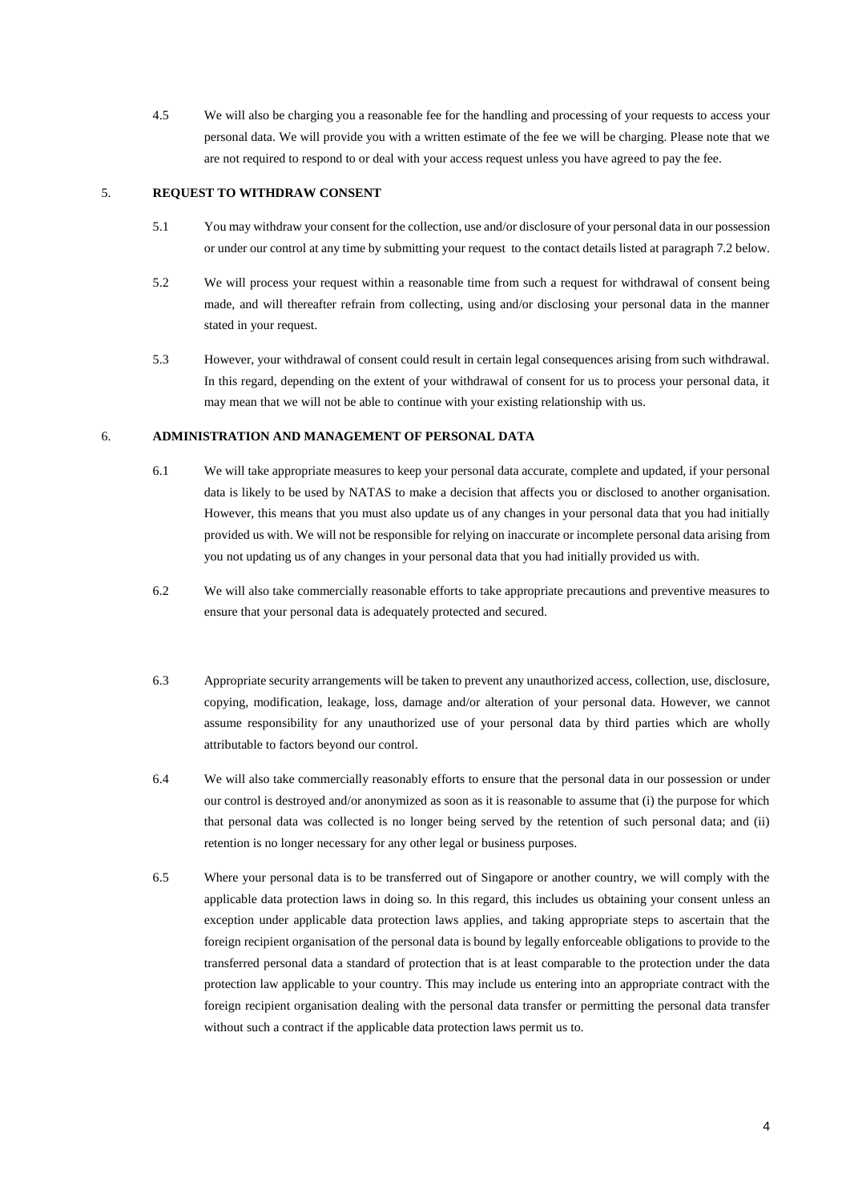4.5 We will also be charging you a reasonable fee for the handling and processing of your requests to access your personal data. We will provide you with a written estimate of the fee we will be charging. Please note that we are not required to respond to or deal with your access request unless you have agreed to pay the fee.

## 5. REQUEST TO WITHDRAW CONSENT

5.1 You may withdraw your consent for the collection, use and/or disclosure of your personal data in our possession or under our control at any time by submitting your request to the contact details listed at paragraph 7.2 below.

5.2 We will process your request within a reasonable time from such a request for withdrawal of consent being made, and will thereafter refrain from collecting, using and/or disclosing your personal data in the manner stated in your request.

5.3 However, your withdrawal of consent could result in certain legal consequences arising from such withdrawal. In this regard, depending on the extent of your withdrawal of consent for us to process your personal data, it may mean that we will not be able to continue with your existing relationship with us.

## 6. ADMINISTRATION AND MANAGEMENT OF PERSONAL DATA

6.1 We will take appropriate measures to keep your personal data accurate, complete and updated, if your personal data is likely to be used by NATAS to make a decision that affects you or disclosed to another organisation. However, this means that you must also update us of any changes in your personal data that you had initially provided us with. We will not be responsible for relying on inaccurate or incomplete personal data arising from you not updating us of any changes in your personal data that you had initially provided us with.

6.2 We will also take commercially reasonable efforts to take appropriate precautions and preventive measures to ensure that your personal data is adequately protected and secured.

6.3 Appropriate security arrangements will be taken to prevent any unauthorized access, collection, use, disclosure, copying, modification, leakage, loss, damage and/or alteration of your personal data. However, we cannot assume responsibility for any unauthorized use of your personal data by third parties which are wholly attributable to factors beyond our control.

6.4 We will also take commercially reasonably efforts to ensure that the personal data in our possession or under our control is destroyed and/or anonymized as soon as it is reasonable to assume that (i) the purpose for which that personal data was collected is no longer being served by the retention of such personal data; and (ii) retention is no longer necessary for any other legal or business purposes.

6.5 Where your personal data is to be transferred out of Singapore or another country, we will comply with the applicable data protection laws in doing so. ln this regard, this includes us obtaining your consent unless an exception under applicable data protection laws applies, and taking appropriate steps to ascertain that the foreign recipient organisation of the personal data is bound by legally enforceable obligations to provide to the transferred personal data a standard of protection that is at least comparable to the protection under the data protection law applicable to your country. This may include us entering into an appropriate contract with the foreign recipient organisation dealing with the personal data transfer or permitting the personal data transfer without such a contract if the applicable data protection laws permit us to.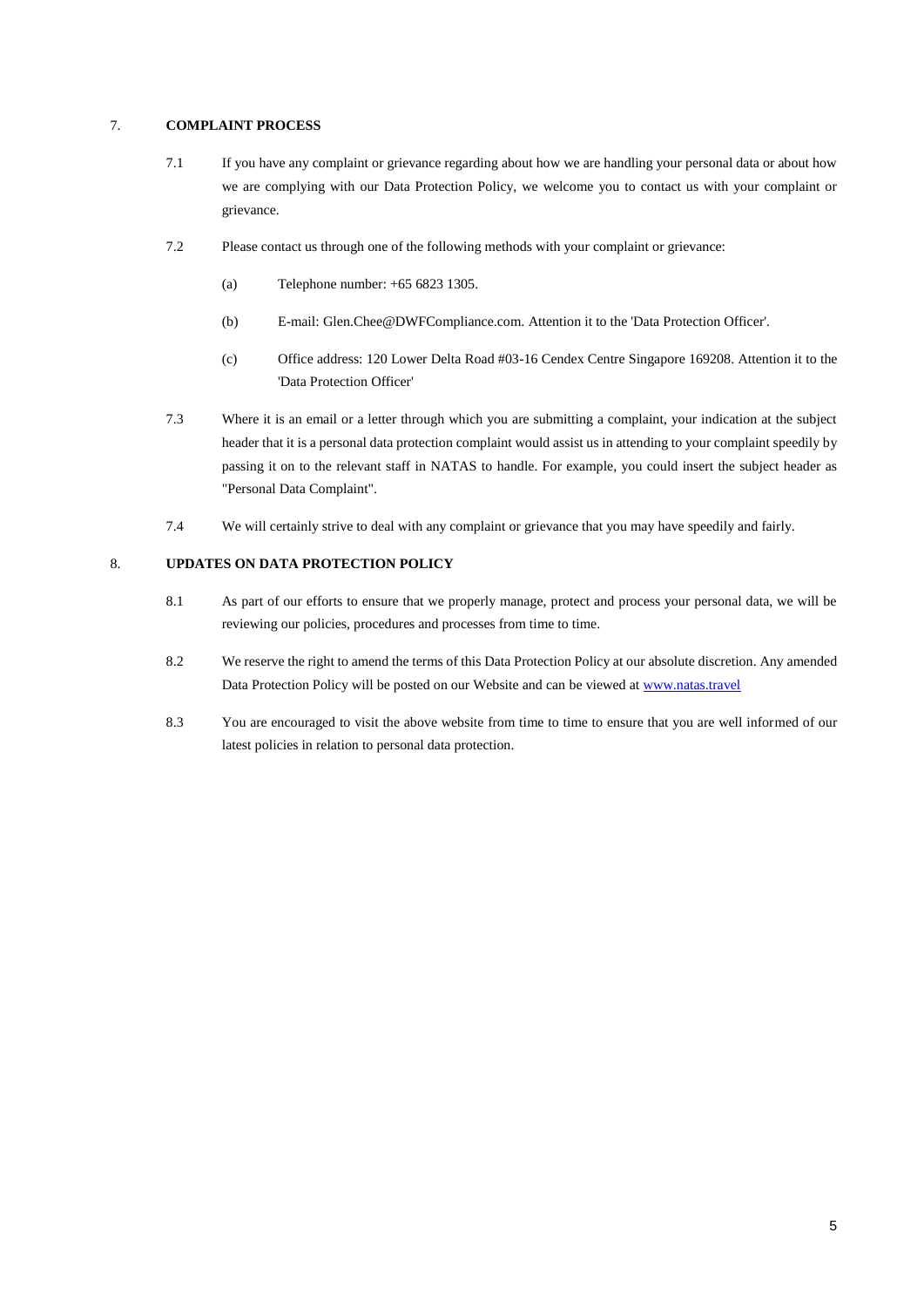## 7. COMPLAINT PROCESS

7.1 If you have any complaint or grievance regarding about how we are handling your personal data or about how we are complying with our Data Protection Policy, we welcome you to contact us with your complaint or grievance.

7.2 Please contact us through one of the following methods with your complaint or grievance:

(a) Telephone number: +65 6823 1305.

(b) E-mail: Glen.Chee@DWFCompliance.com. Attention it to the 'Data Protection Officer'.

(c) Office address: 120 Lower Delta Road #03-16 Cendex Centre Singapore 169208. Attention it to the 'Data Protection Officer'

7.3 Where it is an email or a letter through which you are submitting a complaint, your indication at the subject header that it is a personal data protection complaint would assist us in attending to your complaint speedily by passing it on to the relevant staff in NATAS to handle. For example, you could insert the subject header as "Personal Data Complaint".

7.4 We will certainly strive to deal with any complaint or grievance that you may have speedily and fairly.

## 8. UPDATES ON DATA PROTECTION POLICY

8.1 As part of our efforts to ensure that we properly manage, protect and process your personal data, we will be reviewing our policies, procedures and processes from time to time.

8.2 We reserve the right to amend the terms of this Data Protection Policy at our absolute discretion. Any amended Data Protection Policy will be posted on our Website and can be viewed at [www.natas.travel](www.natas.travel)

8.3 You are encouraged to visit the above website from time to time to ensure that you are well informed of our latest policies in relation to personal data protection.